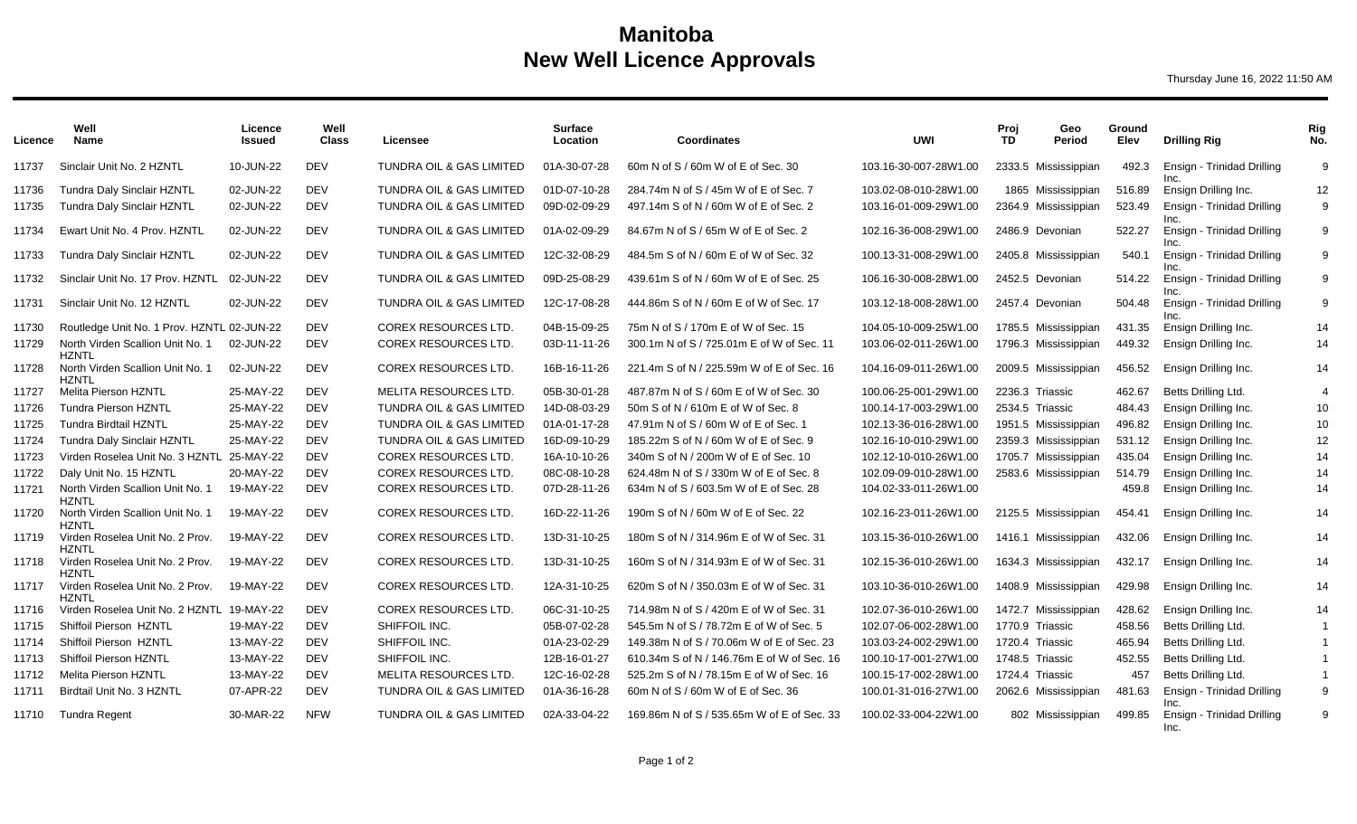# Manitoba
# New Well Licence Approvals

Thursday June 16, 2022 11:50 AM

| Licence | Well Name | Licence Issued | Well Class | Licensee | Surface Location | Coordinates | UWI | Proj TD | Geo Period | Ground Elev | Drilling Rig | Rig No. |
|---|---|---|---|---|---|---|---|---|---|---|---|---|
| 11737 | Sinclair Unit No. 2 HZNTL | 10-JUN-22 | DEV | TUNDRA OIL & GAS LIMITED | 01A-30-07-28 | 60m N of S / 60m W of E of Sec. 30 | 103.16-30-007-28W1.00 | 2333.5 | Mississippian | 492.3 | Ensign - Trinidad Drilling Inc. | 9 |
| 11736 | Tundra Daly Sinclair HZNTL | 02-JUN-22 | DEV | TUNDRA OIL & GAS LIMITED | 01D-07-10-28 | 284.74m N of S / 45m W of E of Sec. 7 | 103.02-08-010-28W1.00 | 1865 | Mississippian | 516.89 | Ensign Drilling Inc. | 12 |
| 11735 | Tundra Daly Sinclair HZNTL | 02-JUN-22 | DEV | TUNDRA OIL & GAS LIMITED | 09D-02-09-29 | 497.14m S of N / 60m W of E of Sec. 2 | 103.16-01-009-29W1.00 | 2364.9 | Mississippian | 523.49 | Ensign - Trinidad Drilling Inc. | 9 |
| 11734 | Ewart Unit No. 4 Prov. HZNTL | 02-JUN-22 | DEV | TUNDRA OIL & GAS LIMITED | 01A-02-09-29 | 84.67m N of S / 65m W of E of Sec. 2 | 102.16-36-008-29W1.00 | 2486.9 | Devonian | 522.27 | Ensign - Trinidad Drilling Inc. | 9 |
| 11733 | Tundra Daly Sinclair HZNTL | 02-JUN-22 | DEV | TUNDRA OIL & GAS LIMITED | 12C-32-08-29 | 484.5m S of N / 60m E of W of Sec. 32 | 100.13-31-008-29W1.00 | 2405.8 | Mississippian | 540.1 | Ensign - Trinidad Drilling Inc. | 9 |
| 11732 | Sinclair Unit No. 17 Prov. HZNTL | 02-JUN-22 | DEV | TUNDRA OIL & GAS LIMITED | 09D-25-08-29 | 439.61m S of N / 60m W of E of Sec. 25 | 106.16-30-008-28W1.00 | 2452.5 | Devonian | 514.22 | Ensign - Trinidad Drilling Inc. | 9 |
| 11731 | Sinclair Unit No. 12 HZNTL | 02-JUN-22 | DEV | TUNDRA OIL & GAS LIMITED | 12C-17-08-28 | 444.86m S of N / 60m E of W of Sec. 17 | 103.12-18-008-28W1.00 | 2457.4 | Devonian | 504.48 | Ensign - Trinidad Drilling Inc. | 9 |
| 11730 | Routledge Unit No. 1 Prov. HZNTL | 02-JUN-22 | DEV | COREX RESOURCES LTD. | 04B-15-09-25 | 75m N of S / 170m E of W of Sec. 15 | 104.05-10-009-25W1.00 | 1785.5 | Mississippian | 431.35 | Ensign Drilling Inc. | 14 |
| 11729 | North Virden Scallion Unit No. 1 HZNTL | 02-JUN-22 | DEV | COREX RESOURCES LTD. | 03D-11-11-26 | 300.1m N of S / 725.01m E of W of Sec. 11 | 103.06-02-011-26W1.00 | 1796.3 | Mississippian | 449.32 | Ensign Drilling Inc. | 14 |
| 11728 | North Virden Scallion Unit No. 1 HZNTL | 02-JUN-22 | DEV | COREX RESOURCES LTD. | 16B-16-11-26 | 221.4m S of N / 225.59m W of E of Sec. 16 | 104.16-09-011-26W1.00 | 2009.5 | Mississippian | 456.52 | Ensign Drilling Inc. | 14 |
| 11727 | Melita Pierson HZNTL | 25-MAY-22 | DEV | MELITA RESOURCES LTD. | 05B-30-01-28 | 487.87m N of S / 60m E of W of Sec. 30 | 100.06-25-001-29W1.00 | 2236.3 | Triassic | 462.67 | Betts Drilling Ltd. | 4 |
| 11726 | Tundra Pierson HZNTL | 25-MAY-22 | DEV | TUNDRA OIL & GAS LIMITED | 14D-08-03-29 | 50m S of N / 610m E of W of Sec. 8 | 100.14-17-003-29W1.00 | 2534.5 | Triassic | 484.43 | Ensign Drilling Inc. | 10 |
| 11725 | Tundra Birdtail HZNTL | 25-MAY-22 | DEV | TUNDRA OIL & GAS LIMITED | 01A-01-17-28 | 47.91m N of S / 60m W of E of Sec. 1 | 102.13-36-016-28W1.00 | 1951.5 | Mississippian | 496.82 | Ensign Drilling Inc. | 10 |
| 11724 | Tundra Daly Sinclair HZNTL | 25-MAY-22 | DEV | TUNDRA OIL & GAS LIMITED | 16D-09-10-29 | 185.22m S of N / 60m W of E of Sec. 9 | 102.16-10-010-29W1.00 | 2359.3 | Mississippian | 531.12 | Ensign Drilling Inc. | 12 |
| 11723 | Virden Roselea Unit No. 3 HZNTL | 25-MAY-22 | DEV | COREX RESOURCES LTD. | 16A-10-10-26 | 340m S of N / 200m W of E of Sec. 10 | 102.12-10-010-26W1.00 | 1705.7 | Mississippian | 435.04 | Ensign Drilling Inc. | 14 |
| 11722 | Daly Unit No. 15 HZNTL | 20-MAY-22 | DEV | COREX RESOURCES LTD. | 08C-08-10-28 | 624.48m N of S / 330m W of E of Sec. 8 | 102.09-09-010-28W1.00 | 2583.6 | Mississippian | 514.79 | Ensign Drilling Inc. | 14 |
| 11721 | North Virden Scallion Unit No. 1 HZNTL | 19-MAY-22 | DEV | COREX RESOURCES LTD. | 07D-28-11-26 | 634m N of S / 603.5m W of E of Sec. 28 | 104.02-33-011-26W1.00 | | | 459.8 | Ensign Drilling Inc. | 14 |
| 11720 | North Virden Scallion Unit No. 1 HZNTL | 19-MAY-22 | DEV | COREX RESOURCES LTD. | 16D-22-11-26 | 190m S of N / 60m W of E of Sec. 22 | 102.16-23-011-26W1.00 | 2125.5 | Mississippian | 454.41 | Ensign Drilling Inc. | 14 |
| 11719 | Virden Roselea Unit No. 2 Prov. HZNTL | 19-MAY-22 | DEV | COREX RESOURCES LTD. | 13D-31-10-25 | 180m S of N / 314.96m E of W of Sec. 31 | 103.15-36-010-26W1.00 | 1416.1 | Mississippian | 432.06 | Ensign Drilling Inc. | 14 |
| 11718 | Virden Roselea Unit No. 2 Prov. HZNTL | 19-MAY-22 | DEV | COREX RESOURCES LTD. | 13D-31-10-25 | 160m S of N / 314.93m E of W of Sec. 31 | 102.15-36-010-26W1.00 | 1634.3 | Mississippian | 432.17 | Ensign Drilling Inc. | 14 |
| 11717 | Virden Roselea Unit No. 2 Prov. HZNTL | 19-MAY-22 | DEV | COREX RESOURCES LTD. | 12A-31-10-25 | 620m S of N / 350.03m E of W of Sec. 31 | 103.10-36-010-26W1.00 | 1408.9 | Mississippian | 429.98 | Ensign Drilling Inc. | 14 |
| 11716 | Virden Roselea Unit No. 2 HZNTL | 19-MAY-22 | DEV | COREX RESOURCES LTD. | 06C-31-10-25 | 714.98m N of S / 420m E of W of Sec. 31 | 102.07-36-010-26W1.00 | 1472.7 | Mississippian | 428.62 | Ensign Drilling Inc. | 14 |
| 11715 | Shiffoil Pierson HZNTL | 19-MAY-22 | DEV | SHIFFOIL INC. | 05B-07-02-28 | 545.5m N of S / 78.72m E of W of Sec. 5 | 102.07-06-002-28W1.00 | 1770.9 | Triassic | 458.56 | Betts Drilling Ltd. | 1 |
| 11714 | Shiffoil Pierson HZNTL | 13-MAY-22 | DEV | SHIFFOIL INC. | 01A-23-02-29 | 149.38m N of S / 70.06m W of E of Sec. 23 | 103.03-24-002-29W1.00 | 1720.4 | Triassic | 465.94 | Betts Drilling Ltd. | 1 |
| 11713 | Shiffoil Pierson HZNTL | 13-MAY-22 | DEV | SHIFFOIL INC. | 12B-16-01-27 | 610.34m S of N / 146.76m E of W of Sec. 16 | 100.10-17-001-27W1.00 | 1748.5 | Triassic | 452.55 | Betts Drilling Ltd. | 1 |
| 11712 | Melita Pierson HZNTL | 13-MAY-22 | DEV | MELITA RESOURCES LTD. | 12C-16-02-28 | 525.2m S of N / 78.15m E of W of Sec. 16 | 100.15-17-002-28W1.00 | 1724.4 | Triassic | 457 | Betts Drilling Ltd. | 1 |
| 11711 | Birdtail Unit No. 3 HZNTL | 07-APR-22 | DEV | TUNDRA OIL & GAS LIMITED | 01A-36-16-28 | 60m N of S / 60m W of E of Sec. 36 | 100.01-31-016-27W1.00 | 2062.6 | Mississippian | 481.63 | Ensign - Trinidad Drilling Inc. | 9 |
| 11710 | Tundra Regent | 30-MAR-22 | NFW | TUNDRA OIL & GAS LIMITED | 02A-33-04-22 | 169.86m N of S / 535.65m W of E of Sec. 33 | 100.02-33-004-22W1.00 | 802 | Mississippian | 499.85 | Ensign - Trinidad Drilling Inc. | 9 |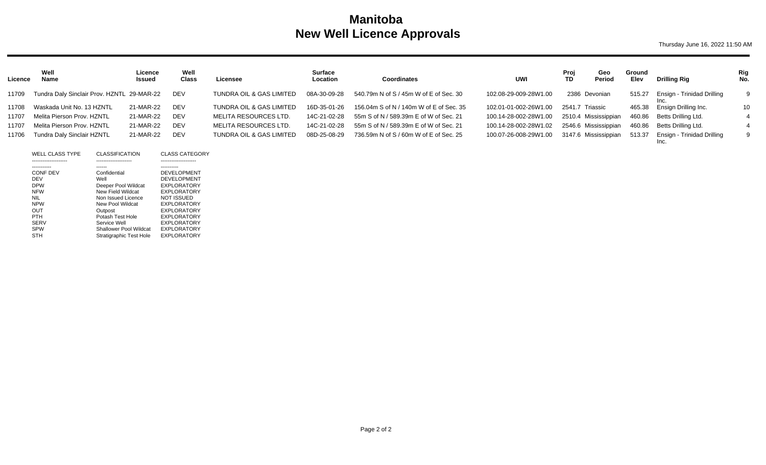# Manitoba
# New Well Licence Approvals

Thursday June 16, 2022 11:50 AM

| Licence | Well Name | Licence Issued | Well Class | Licensee | Surface Location | Coordinates | UWI | Proj TD | Geo Period | Ground Elev | Drilling Rig | Rig No. |
|---|---|---|---|---|---|---|---|---|---|---|---|---|
| 11709 | Tundra Daly Sinclair Prov. HZNTL | 29-MAR-22 | DEV | TUNDRA OIL & GAS LIMITED | 08A-30-09-28 | 540.79m N of S / 45m W of E of Sec. 30 | 102.08-29-009-28W1.00 | 2386 | Devonian | 515.27 | Ensign - Trinidad Drilling Inc. | 9 |
| 11708 | Waskada Unit No. 13 HZNTL | 21-MAR-22 | DEV | TUNDRA OIL & GAS LIMITED | 16D-35-01-26 | 156.04m S of N / 140m W of E of Sec. 35 | 102.01-01-002-26W1.00 | 2541.7 | Triassic | 465.38 | Ensign Drilling Inc. | 10 |
| 11707 | Melita Pierson Prov. HZNTL | 21-MAR-22 | DEV | MELITA RESOURCES LTD. | 14C-21-02-28 | 55m S of N / 589.39m E of W of Sec. 21 | 100.14-28-002-28W1.00 | 2510.4 | Mississippian | 460.86 | Betts Drilling Ltd. | 4 |
| 11707 | Melita Pierson Prov. HZNTL | 21-MAR-22 | DEV | MELITA RESOURCES LTD. | 14C-21-02-28 | 55m S of N / 589.39m E of W of Sec. 21 | 100.14-28-002-28W1.02 | 2546.6 | Mississippian | 460.86 | Betts Drilling Ltd. | 4 |
| 11706 | Tundra Daly Sinclair HZNTL | 21-MAR-22 | DEV | TUNDRA OIL & GAS LIMITED | 08D-25-08-29 | 736.59m N of S / 60m W of E of Sec. 25 | 100.07-26-008-29W1.00 | 3147.6 | Mississippian | 513.37 | Ensign - Trinidad Drilling Inc. | 9 |

| WELL CLASS TYPE | CLASSIFICATION | CLASS CATEGORY |
|---|---|---|
| CONF DEV | Confidential | DEVELOPMENT |
| DEV | Well | DEVELOPMENT |
| DPW | Deeper Pool Wildcat | EXPLORATORY |
| NFW | New Field Wildcat | EXPLORATORY |
| NIL | Non Issued Licence | NOT ISSUED |
| NPW | New Pool Wildcat | EXPLORATORY |
| OUT | Outpost | EXPLORATORY |
| PTH | Potash Test Hole | EXPLORATORY |
| SERV | Service Well | EXPLORATORY |
| SPW | Shallower Pool Wildcat | EXPLORATORY |
| STH | Stratigraphic Test Hole | EXPLORATORY |